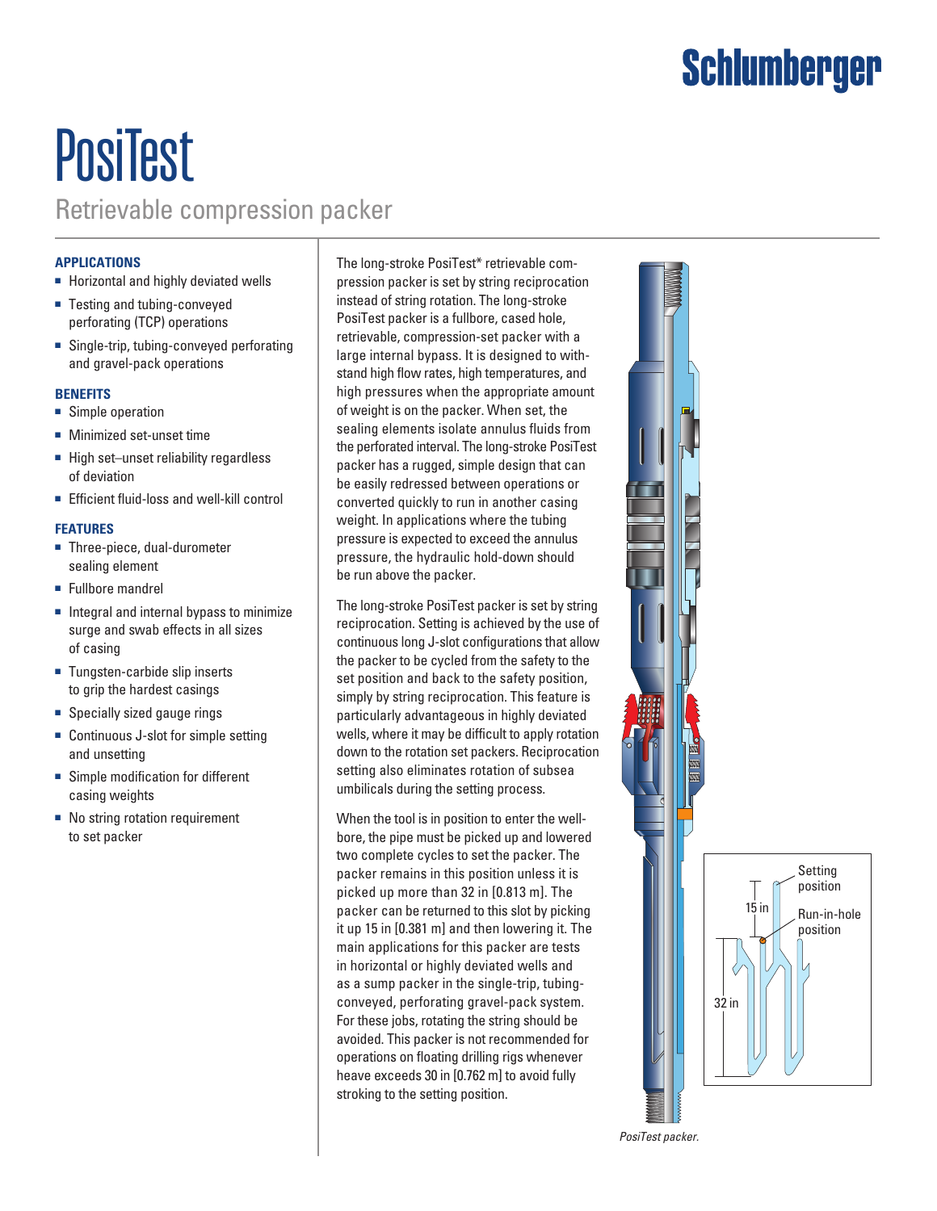Schlumberger

# PosiTest

## Retrievable compression packer

### APPLICATIONS

- Horizontal and highly deviated wells
- Testing and tubing-conveyed perforating (TCP) operations
- Single-trip, tubing-conveyed perforating and gravel-pack operations

### BENEFITS

- Simple operation
- Minimized set-unset time
- High set–unset reliability regardless of deviation
- Efficient fluid-loss and well-kill control

### FEATURES

- Three-piece, dual-durometer sealing element
- Fullbore mandrel
- Integral and internal bypass to minimize surge and swab effects in all sizes of casing
- Tungsten-carbide slip inserts to grip the hardest casings
- Specially sized gauge rings
- Continuous J-slot for simple setting and unsetting
- Simple modification for different casing weights
- No string rotation requirement to set packer

The long-stroke PosiTest* retrievable compression packer is set by string reciprocation instead of string rotation. The long-stroke PosiTest packer is a fullbore, cased hole, retrievable, compression-set packer with a large internal bypass. It is designed to withstand high flow rates, high temperatures, and high pressures when the appropriate amount of weight is on the packer. When set, the sealing elements isolate annulus fluids from the perforated interval. The long-stroke PosiTest packer has a rugged, simple design that can be easily redressed between operations or converted quickly to run in another casing weight. In applications where the tubing pressure is expected to exceed the annulus pressure, the hydraulic hold-down should be run above the packer.

The long-stroke PosiTest packer is set by string reciprocation. Setting is achieved by the use of continuous long J-slot configurations that allow the packer to be cycled from the safety to the set position and back to the safety position, simply by string reciprocation. This feature is particularly advantageous in highly deviated wells, where it may be difficult to apply rotation down to the rotation set packers. Reciprocation setting also eliminates rotation of subsea umbilicals during the setting process.

When the tool is in position to enter the wellbore, the pipe must be picked up and lowered two complete cycles to set the packer. The packer remains in this position unless it is picked up more than 32 in [0.813 m]. The packer can be returned to this slot by picking it up 15 in [0.381 m] and then lowering it. The main applications for this packer are tests in horizontal or highly deviated wells and as a sump packer in the single-trip, tubing-conveyed, perforating gravel-pack system. For these jobs, rotating the string should be avoided. This packer is not recommended for operations on floating drilling rigs whenever heave exceeds 30 in [0.762 m] to avoid fully stroking to the setting position.

Setting position

15 in

Run-in-hole position

32 in

*PosiTest packer.*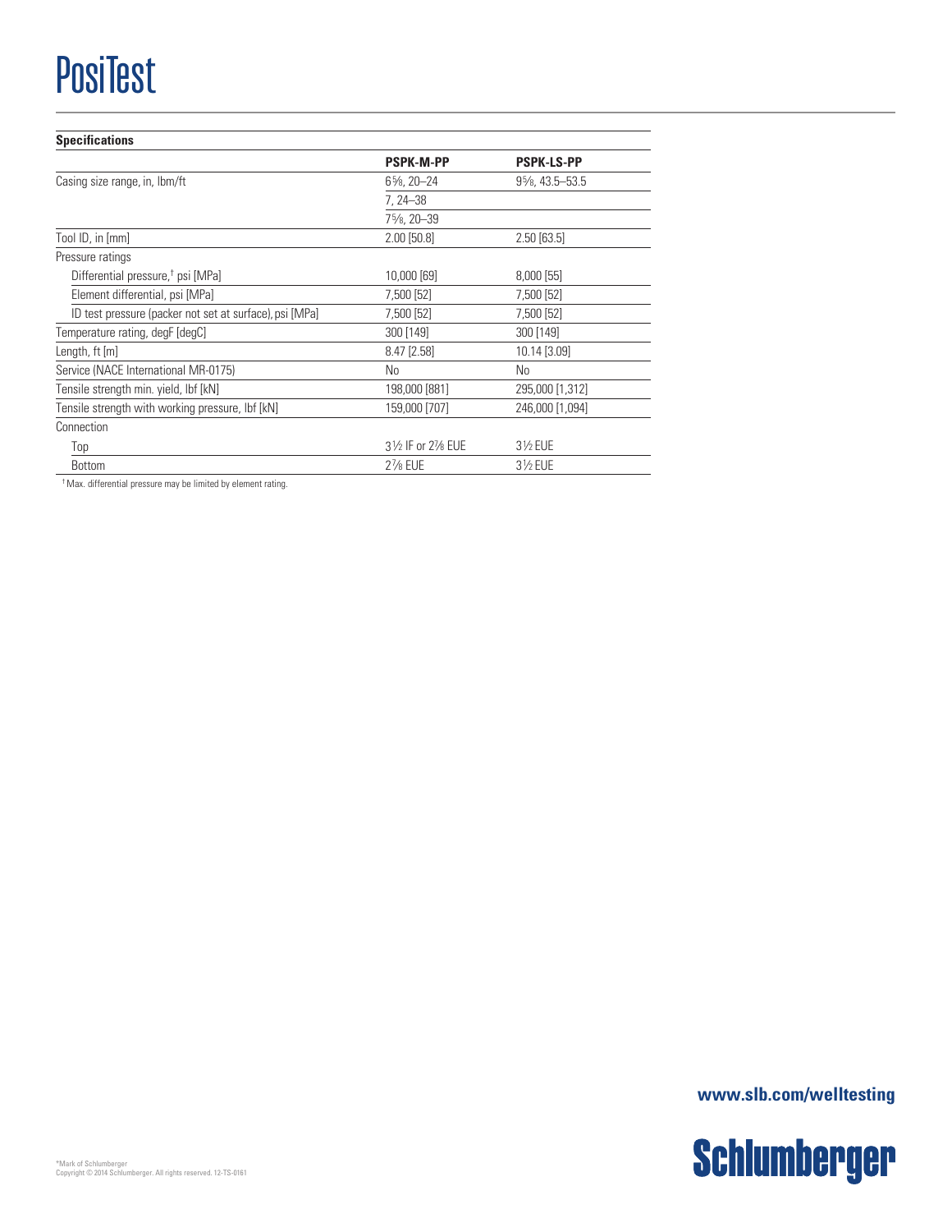# PosiTest

**Specifications**

| | PSPK-M-PP | PSPK-LS-PP |
|---|---|---|
| Casing size range, in, lbm/ft | 6⅝, 20–24 | 9⅝, 43.5–53.5 |
| | 7, 24–38 | |
| | 7⅝, 20–39 | |
| Tool ID, in [mm] | 2.00 [50.8] | 2.50 [63.5] |
| Pressure ratings | | |
| Differential pressure,† psi [MPa] | 10,000 [69] | 8,000 [55] |
| Element differential, psi [MPa] | 7,500 [52] | 7,500 [52] |
| ID test pressure (packer not set at surface), psi [MPa] | 7,500 [52] | 7,500 [52] |
| Temperature rating, degF [degC] | 300 [149] | 300 [149] |
| Length, ft [m] | 8.47 [2.58] | 10.14 [3.09] |
| Service (NACE International MR-0175) | No | No |
| Tensile strength min. yield, lbf [kN] | 198,000 [881] | 295,000 [1,312] |
| Tensile strength with working pressure, lbf [kN] | 159,000 [707] | 246,000 [1,094] |
| Connection | | |
| Top | 3½ IF or 2⅞ EUE | 3½ EUE |
| Bottom | 2⅞ EUE | 3½ EUE |

† Max. differential pressure may be limited by element rating.

**www.slb.com/welltesting**

*Mark of Schlumberger
Copyright © 2014 Schlumberger. All rights reserved. 12-TS-0161

Schlumberger